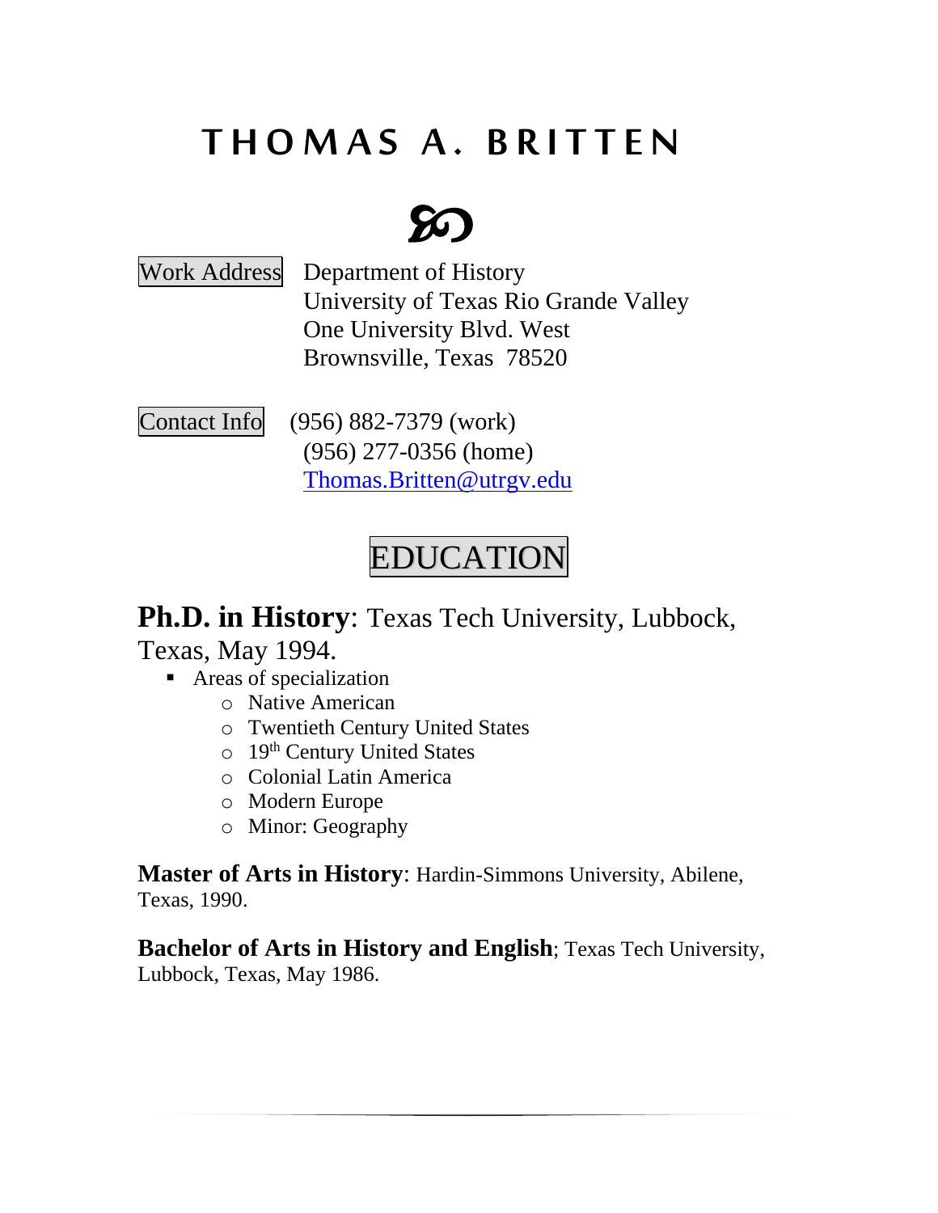# THOMAS A. BRITTEN

℘

Work Address    Department of History
University of Texas Rio Grande Valley
One University Blvd. West
Brownsville, Texas 78520

Contact Info    (956) 882-7379 (work)
(956) 277-0356 (home)
Thomas.Britten@utrgv.edu

## EDUCATION

**Ph.D. in History**: Texas Tech University, Lubbock, Texas, May 1994.

- Areas of specialization
    - Native American
    - Twentieth Century United States
    - 19th Century United States
    - Colonial Latin America
    - Modern Europe
    - Minor: Geography

**Master of Arts in History**: Hardin-Simmons University, Abilene, Texas, 1990.

**Bachelor of Arts in History and English**; Texas Tech University, Lubbock, Texas, May 1986.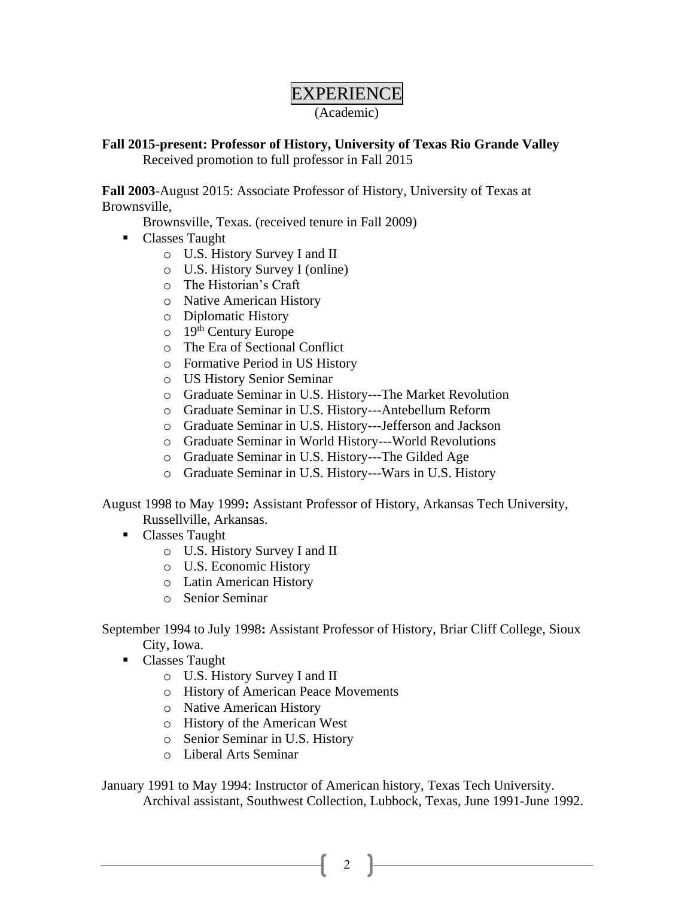# EXPERIENCE

(Academic)

**Fall 2015-present: Professor of History, University of Texas Rio Grande Valley**
Received promotion to full professor in Fall 2015

**Fall 2003**-August 2015: Associate Professor of History, University of Texas at Brownsville,
Brownsville, Texas. (received tenure in Fall 2009)

- Classes Taught
  - U.S. History Survey I and II
  - U.S. History Survey I (online)
  - The Historian's Craft
  - Native American History
  - Diplomatic History
  - 19th Century Europe
  - The Era of Sectional Conflict
  - Formative Period in US History
  - US History Senior Seminar
  - Graduate Seminar in U.S. History---The Market Revolution
  - Graduate Seminar in U.S. History---Antebellum Reform
  - Graduate Seminar in U.S. History---Jefferson and Jackson
  - Graduate Seminar in World History---World Revolutions
  - Graduate Seminar in U.S. History---The Gilded Age
  - Graduate Seminar in U.S. History---Wars in U.S. History

August 1998 to May 1999**:** Assistant Professor of History, Arkansas Tech University, Russellville, Arkansas.

- Classes Taught
  - U.S. History Survey I and II
  - U.S. Economic History
  - Latin American History
  - Senior Seminar

September 1994 to July 1998**:** Assistant Professor of History, Briar Cliff College, Sioux City, Iowa.

- Classes Taught
  - U.S. History Survey I and II
  - History of American Peace Movements
  - Native American History
  - History of the American West
  - Senior Seminar in U.S. History
  - Liberal Arts Seminar

January 1991 to May 1994: Instructor of American history, Texas Tech University.
Archival assistant, Southwest Collection, Lubbock, Texas, June 1991-June 1992.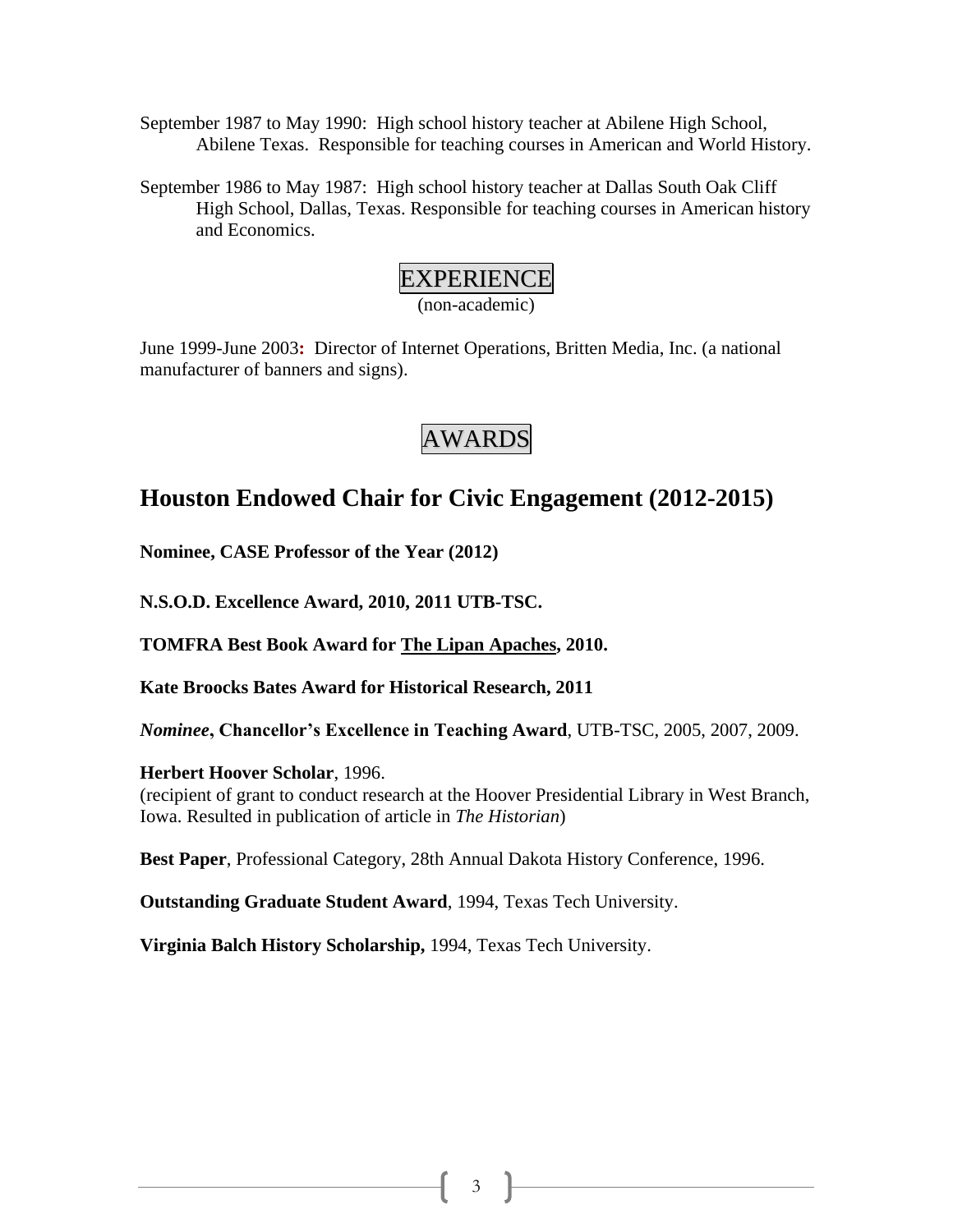September 1987 to May 1990: High school history teacher at Abilene High School, Abilene Texas. Responsible for teaching courses in American and World History.

September 1986 to May 1987: High school history teacher at Dallas South Oak Cliff High School, Dallas, Texas. Responsible for teaching courses in American history and Economics.

## EXPERIENCE

(non-academic)

June 1999-June 2003: Director of Internet Operations, Britten Media, Inc. (a national manufacturer of banners and signs).

## AWARDS

## Houston Endowed Chair for Civic Engagement (2012-2015)

**Nominee, CASE Professor of the Year (2012)**

**N.S.O.D. Excellence Award, 2010, 2011 UTB-TSC.**

**TOMFRA Best Book Award for The Lipan Apaches, 2010.**

**Kate Broocks Bates Award for Historical Research, 2011**

***Nominee*, Chancellor's Excellence in Teaching Award**, UTB-TSC, 2005, 2007, 2009.

**Herbert Hoover Scholar**, 1996.
(recipient of grant to conduct research at the Hoover Presidential Library in West Branch, Iowa. Resulted in publication of article in *The Historian*)

**Best Paper**, Professional Category, 28th Annual Dakota History Conference, 1996.

**Outstanding Graduate Student Award**, 1994, Texas Tech University.

**Virginia Balch History Scholarship,** 1994, Texas Tech University.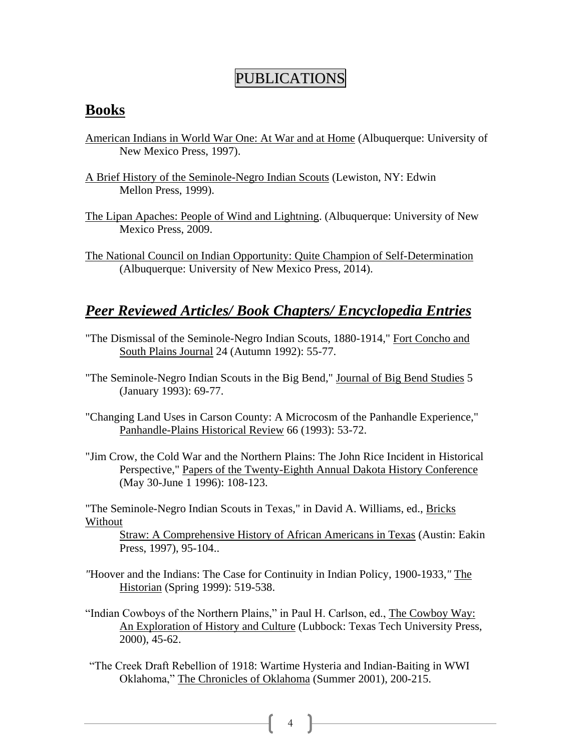# PUBLICATIONS

## Books

American Indians in World War One: At War and at Home (Albuquerque: University of New Mexico Press, 1997).

A Brief History of the Seminole-Negro Indian Scouts (Lewiston, NY: Edwin Mellon Press, 1999).

The Lipan Apaches: People of Wind and Lightning. (Albuquerque: University of New Mexico Press, 2009.

The National Council on Indian Opportunity: Quite Champion of Self-Determination (Albuquerque: University of New Mexico Press, 2014).

## *Peer Reviewed Articles/ Book Chapters/ Encyclopedia Entries*

"The Dismissal of the Seminole-Negro Indian Scouts, 1880-1914," Fort Concho and South Plains Journal 24 (Autumn 1992): 55-77.

"The Seminole-Negro Indian Scouts in the Big Bend," Journal of Big Bend Studies 5 (January 1993): 69-77.

"Changing Land Uses in Carson County: A Microcosm of the Panhandle Experience," Panhandle-Plains Historical Review 66 (1993): 53-72.

"Jim Crow, the Cold War and the Northern Plains: The John Rice Incident in Historical Perspective," Papers of the Twenty-Eighth Annual Dakota History Conference (May 30-June 1 1996): 108-123.

"The Seminole-Negro Indian Scouts in Texas," in David A. Williams, ed., Bricks Without Straw: A Comprehensive History of African Americans in Texas (Austin: Eakin Press, 1997), 95-104..

"Hoover and the Indians: The Case for Continuity in Indian Policy, 1900-1933," The Historian (Spring 1999): 519-538.

"Indian Cowboys of the Northern Plains," in Paul H. Carlson, ed., The Cowboy Way: An Exploration of History and Culture (Lubbock: Texas Tech University Press, 2000), 45-62.

"The Creek Draft Rebellion of 1918: Wartime Hysteria and Indian-Baiting in WWI Oklahoma," The Chronicles of Oklahoma (Summer 2001), 200-215.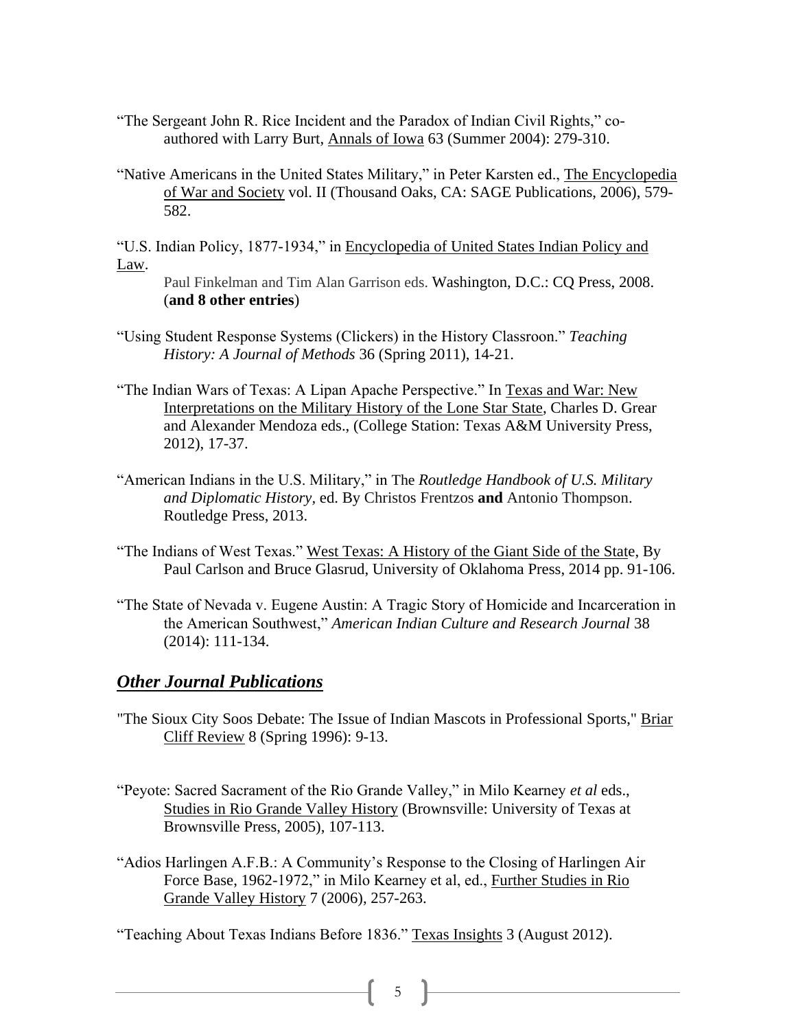"The Sergeant John R. Rice Incident and the Paradox of Indian Civil Rights," co-authored with Larry Burt, Annals of Iowa 63 (Summer 2004): 279-310.

"Native Americans in the United States Military," in Peter Karsten ed., The Encyclopedia of War and Society vol. II (Thousand Oaks, CA: SAGE Publications, 2006), 579-582.

"U.S. Indian Policy, 1877-1934," in Encyclopedia of United States Indian Policy and Law.
Paul Finkelman and Tim Alan Garrison eds. Washington, D.C.: CQ Press, 2008. (**and 8 other entries**)

"Using Student Response Systems (Clickers) in the History Classroon." *Teaching History: A Journal of Methods* 36 (Spring 2011), 14-21.

"The Indian Wars of Texas: A Lipan Apache Perspective." In Texas and War: New Interpretations on the Military History of the Lone Star State, Charles D. Grear and Alexander Mendoza eds., (College Station: Texas A&M University Press, 2012), 17-37.

"American Indians in the U.S. Military," in The *Routledge Handbook of U.S. Military and Diplomatic History,* ed. By Christos Frentzos **and** Antonio Thompson. Routledge Press, 2013.

"The Indians of West Texas." West Texas: A History of the Giant Side of the State, By Paul Carlson and Bruce Glasrud, University of Oklahoma Press, 2014 pp. 91-106.

"The State of Nevada v. Eugene Austin: A Tragic Story of Homicide and Incarceration in the American Southwest," *American Indian Culture and Research Journal* 38 (2014): 111-134.

## ***Other Journal Publications***

"The Sioux City Soos Debate: The Issue of Indian Mascots in Professional Sports," Briar Cliff Review 8 (Spring 1996): 9-13.

"Peyote: Sacred Sacrament of the Rio Grande Valley," in Milo Kearney *et al* eds., Studies in Rio Grande Valley History (Brownsville: University of Texas at Brownsville Press, 2005), 107-113.

"Adios Harlingen A.F.B.: A Community's Response to the Closing of Harlingen Air Force Base, 1962-1972," in Milo Kearney et al, ed., Further Studies in Rio Grande Valley History 7 (2006), 257-263.

"Teaching About Texas Indians Before 1836." Texas Insights 3 (August 2012).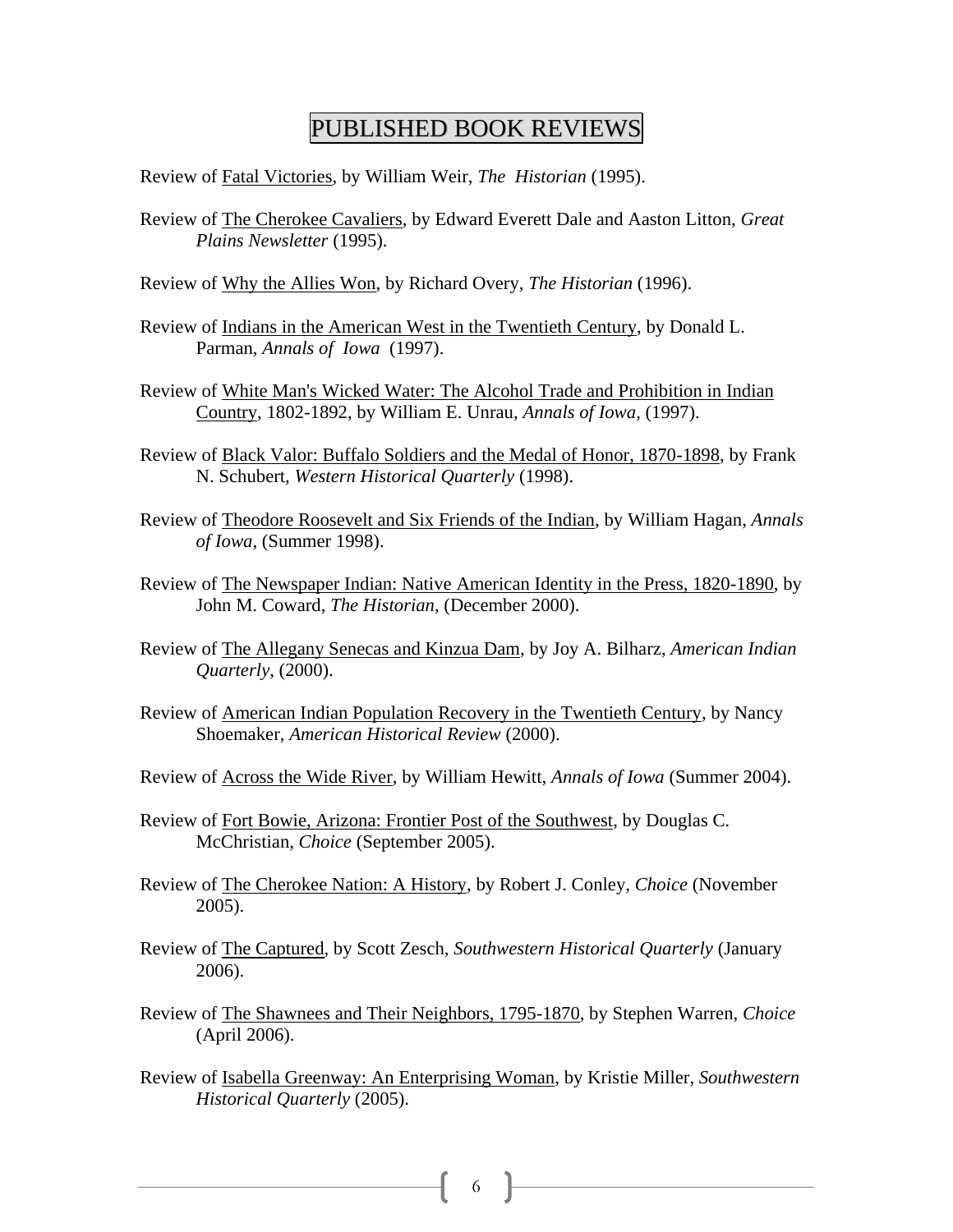# PUBLISHED BOOK REVIEWS

Review of <u>Fatal Victories</u>, by William Weir, *The Historian* (1995).

Review of <u>The Cherokee Cavaliers</u>, by Edward Everett Dale and Aaston Litton, *Great Plains Newsletter* (1995).

Review of <u>Why the Allies Won</u>, by Richard Overy, *The Historian* (1996).

Review of <u>Indians in the American West in the Twentieth Century</u>, by Donald L. Parman, *Annals of Iowa* (1997).

Review of <u>White Man's Wicked Water: The Alcohol Trade and Prohibition in Indian Country</u>, 1802-1892, by William E. Unrau, *Annals of Iowa*, (1997).

Review of <u>Black Valor: Buffalo Soldiers and the Medal of Honor, 1870-1898</u>, by Frank N. Schubert, *Western Historical Quarterly* (1998).

Review of <u>Theodore Roosevelt and Six Friends of the Indian</u>, by William Hagan, *Annals of Iowa*, (Summer 1998).

Review of <u>The Newspaper Indian: Native American Identity in the Press, 1820-1890</u>, by John M. Coward, *The Historian*, (December 2000).

Review of <u>The Allegany Senecas and Kinzua Dam</u>, by Joy A. Bilharz, *American Indian Quarterly*, (2000).

Review of <u>American Indian Population Recovery in the Twentieth Century</u>, by Nancy Shoemaker, *American Historical Review* (2000).

Review of <u>Across the Wide River</u>, by William Hewitt, *Annals of Iowa* (Summer 2004).

Review of <u>Fort Bowie, Arizona: Frontier Post of the Southwest</u>, by Douglas C. McChristian, *Choice* (September 2005).

Review of <u>The Cherokee Nation: A History</u>, by Robert J. Conley, *Choice* (November 2005).

Review of <u>The Captured</u>, by Scott Zesch, *Southwestern Historical Quarterly* (January 2006).

Review of <u>The Shawnees and Their Neighbors, 1795-1870</u>, by Stephen Warren, *Choice* (April 2006).

Review of <u>Isabella Greenway: An Enterprising Woman</u>, by Kristie Miller, *Southwestern Historical Quarterly* (2005).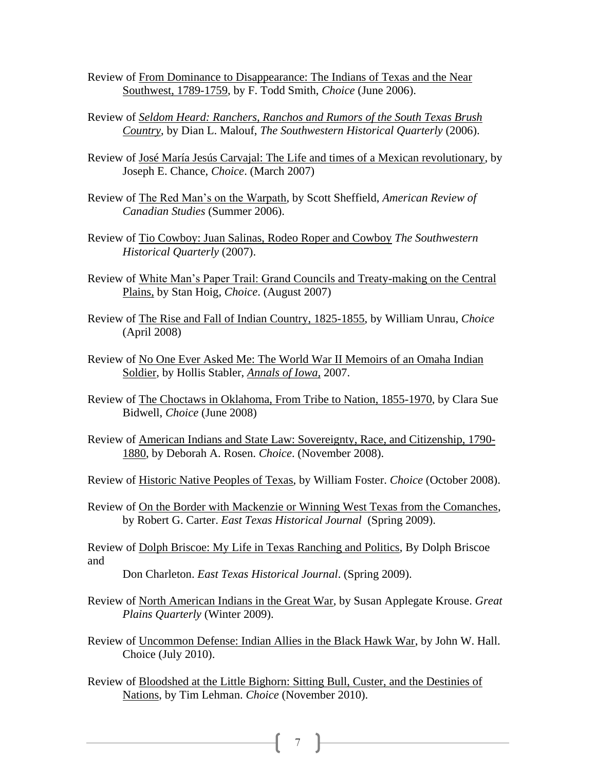Review of From Dominance to Disappearance: The Indians of Texas and the Near Southwest, 1789-1759, by F. Todd Smith, *Choice* (June 2006).

Review of *Seldom Heard: Ranchers, Ranchos and Rumors of the South Texas Brush Country*, by Dian L. Malouf, *The Southwestern Historical Quarterly* (2006).

Review of José María Jesús Carvajal: The Life and times of a Mexican revolutionary, by Joseph E. Chance, *Choice*. (March 2007)

Review of The Red Man's on the Warpath, by Scott Sheffield, *American Review of Canadian Studies* (Summer 2006).

Review of Tio Cowboy: Juan Salinas, Rodeo Roper and Cowboy *The Southwestern Historical Quarterly* (2007).

Review of White Man's Paper Trail: Grand Councils and Treaty-making on the Central Plains, by Stan Hoig, *Choice*. (August 2007)

Review of The Rise and Fall of Indian Country, 1825-1855, by William Unrau, *Choice* (April 2008)

Review of No One Ever Asked Me: The World War II Memoirs of an Omaha Indian Soldier, by Hollis Stabler, *Annals of Iowa*, 2007.

Review of The Choctaws in Oklahoma, From Tribe to Nation, 1855-1970, by Clara Sue Bidwell, *Choice* (June 2008)

Review of American Indians and State Law: Sovereignty, Race, and Citizenship, 1790-1880, by Deborah A. Rosen. *Choice*. (November 2008).

Review of Historic Native Peoples of Texas, by William Foster. *Choice* (October 2008).

Review of On the Border with Mackenzie or Winning West Texas from the Comanches, by Robert G. Carter. *East Texas Historical Journal* (Spring 2009).

Review of Dolph Briscoe: My Life in Texas Ranching and Politics, By Dolph Briscoe and Don Charleton. *East Texas Historical Journal*. (Spring 2009).

Review of North American Indians in the Great War, by Susan Applegate Krouse. *Great Plains Quarterly* (Winter 2009).

Review of Uncommon Defense: Indian Allies in the Black Hawk War, by John W. Hall. Choice (July 2010).

Review of Bloodshed at the Little Bighorn: Sitting Bull, Custer, and the Destinies of Nations, by Tim Lehman. *Choice* (November 2010).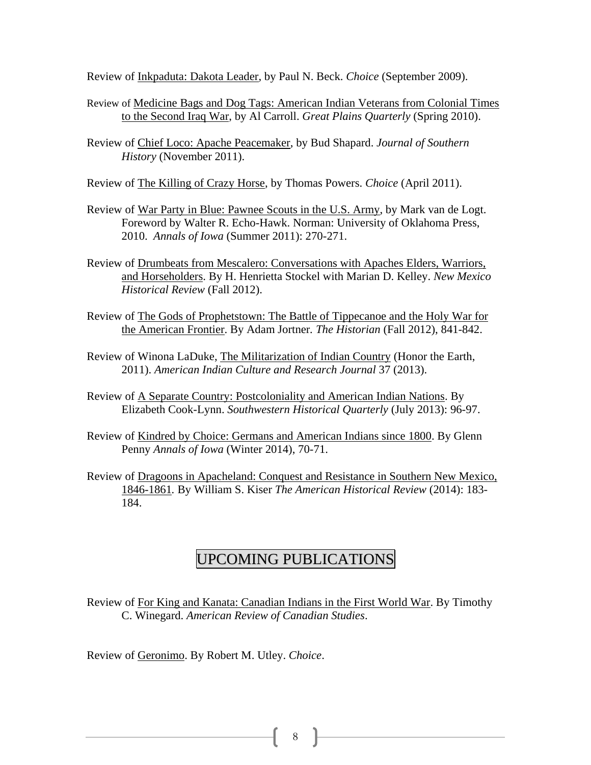Review of Inkpaduta: Dakota Leader, by Paul N. Beck. *Choice* (September 2009).

Review of Medicine Bags and Dog Tags: American Indian Veterans from Colonial Times to the Second Iraq War, by Al Carroll. *Great Plains Quarterly* (Spring 2010).

Review of Chief Loco: Apache Peacemaker, by Bud Shapard. *Journal of Southern History* (November 2011).

Review of The Killing of Crazy Horse, by Thomas Powers. *Choice* (April 2011).

Review of War Party in Blue: Pawnee Scouts in the U.S. Army, by Mark van de Logt. Foreword by Walter R. Echo-Hawk. Norman: University of Oklahoma Press, 2010. *Annals of Iowa* (Summer 2011): 270-271.

Review of Drumbeats from Mescalero: Conversations with Apaches Elders, Warriors, and Horseholders. By H. Henrietta Stockel with Marian D. Kelley. *New Mexico Historical Review* (Fall 2012).

Review of The Gods of Prophetstown: The Battle of Tippecanoe and the Holy War for the American Frontier. By Adam Jortner. *The Historian* (Fall 2012), 841-842.

Review of Winona LaDuke, The Militarization of Indian Country (Honor the Earth, 2011). *American Indian Culture and Research Journal* 37 (2013).

Review of A Separate Country: Postcoloniality and American Indian Nations. By Elizabeth Cook-Lynn. *Southwestern Historical Quarterly* (July 2013): 96-97.

Review of Kindred by Choice: Germans and American Indians since 1800. By Glenn Penny *Annals of Iowa* (Winter 2014), 70-71.

Review of Dragoons in Apacheland: Conquest and Resistance in Southern New Mexico, 1846-1861. By William S. Kiser *The American Historical Review* (2014): 183-184.

## UPCOMING PUBLICATIONS

Review of For King and Kanata: Canadian Indians in the First World War. By Timothy C. Winegard. *American Review of Canadian Studies*.

Review of Geronimo. By Robert M. Utley. *Choice*.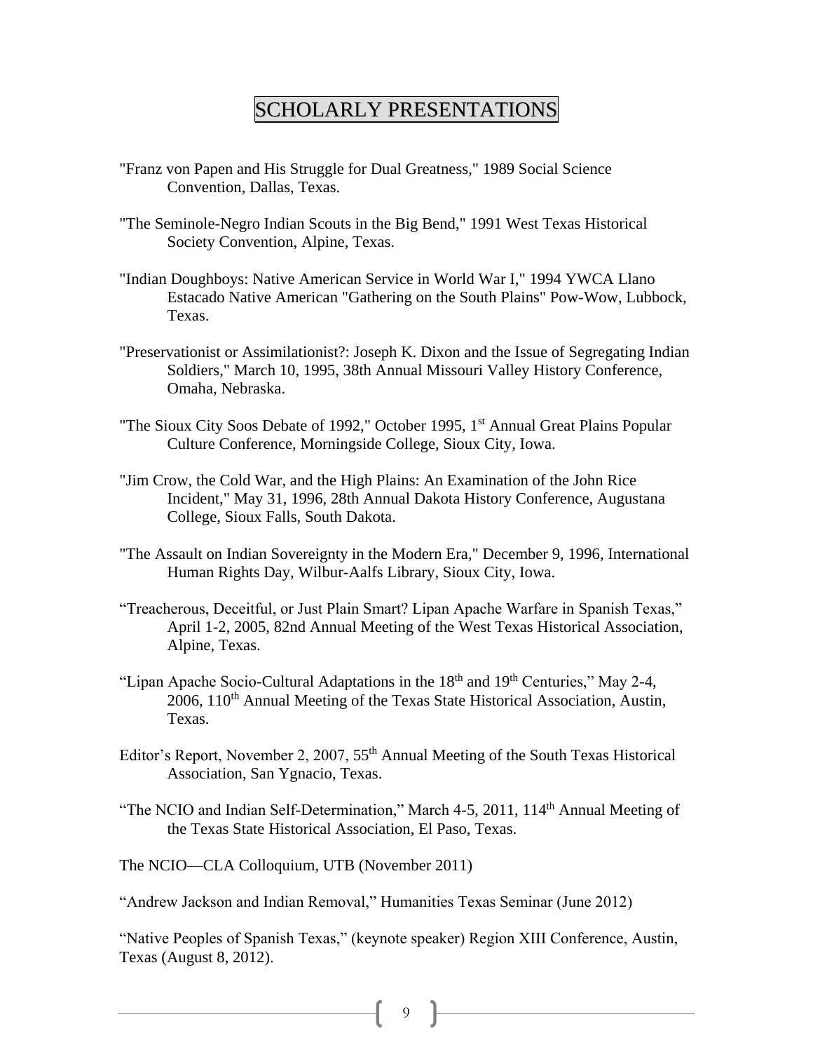# SCHOLARLY PRESENTATIONS

"Franz von Papen and His Struggle for Dual Greatness," 1989 Social Science Convention, Dallas, Texas.

"The Seminole-Negro Indian Scouts in the Big Bend," 1991 West Texas Historical Society Convention, Alpine, Texas.

"Indian Doughboys: Native American Service in World War I," 1994 YWCA Llano Estacado Native American "Gathering on the South Plains" Pow-Wow, Lubbock, Texas.

"Preservationist or Assimilationist?: Joseph K. Dixon and the Issue of Segregating Indian Soldiers," March 10, 1995, 38th Annual Missouri Valley History Conference, Omaha, Nebraska.

"The Sioux City Soos Debate of 1992," October 1995, 1st Annual Great Plains Popular Culture Conference, Morningside College, Sioux City, Iowa.

"Jim Crow, the Cold War, and the High Plains: An Examination of the John Rice Incident," May 31, 1996, 28th Annual Dakota History Conference, Augustana College, Sioux Falls, South Dakota.

"The Assault on Indian Sovereignty in the Modern Era," December 9, 1996, International Human Rights Day, Wilbur-Aalfs Library, Sioux City, Iowa.

"Treacherous, Deceitful, or Just Plain Smart? Lipan Apache Warfare in Spanish Texas," April 1-2, 2005, 82nd Annual Meeting of the West Texas Historical Association, Alpine, Texas.

"Lipan Apache Socio-Cultural Adaptations in the 18th and 19th Centuries," May 2-4, 2006, 110th Annual Meeting of the Texas State Historical Association, Austin, Texas.

Editor's Report, November 2, 2007, 55th Annual Meeting of the South Texas Historical Association, San Ygnacio, Texas.

"The NCIO and Indian Self-Determination," March 4-5, 2011, 114th Annual Meeting of the Texas State Historical Association, El Paso, Texas.

The NCIO—CLA Colloquium, UTB (November 2011)

"Andrew Jackson and Indian Removal," Humanities Texas Seminar (June 2012)

"Native Peoples of Spanish Texas," (keynote speaker) Region XIII Conference, Austin, Texas (August 8, 2012).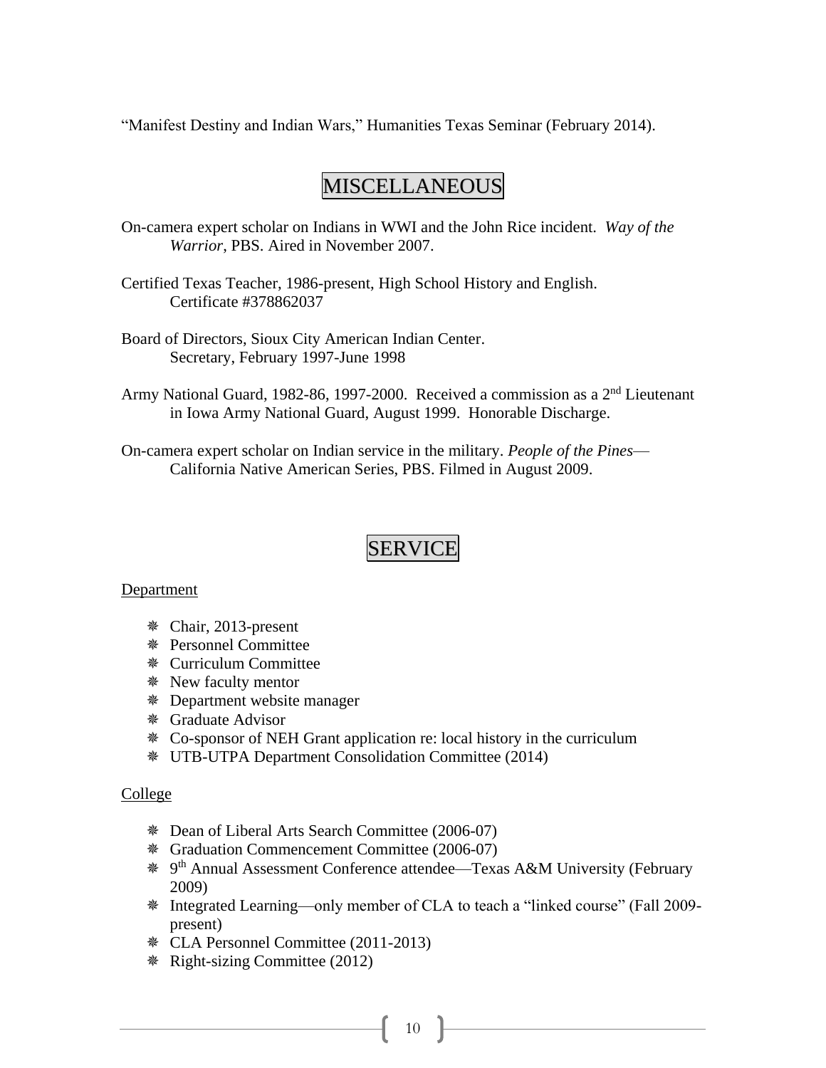“Manifest Destiny and Indian Wars,” Humanities Texas Seminar (February 2014).

## MISCELLANEOUS

On-camera expert scholar on Indians in WWI and the John Rice incident. *Way of the Warrior*, PBS. Aired in November 2007.

Certified Texas Teacher, 1986-present, High School History and English. Certificate #378862037

Board of Directors, Sioux City American Indian Center. Secretary, February 1997-June 1998

Army National Guard, 1982-86, 1997-2000. Received a commission as a 2nd Lieutenant in Iowa Army National Guard, August 1999. Honorable Discharge.

On-camera expert scholar on Indian service in the military. *People of the Pines*—California Native American Series, PBS. Filmed in August 2009.

## SERVICE

Department

- Chair, 2013-present
- Personnel Committee
- Curriculum Committee
- New faculty mentor
- Department website manager
- Graduate Advisor
- Co-sponsor of NEH Grant application re: local history in the curriculum
- UTB-UTPA Department Consolidation Committee (2014)

College

- Dean of Liberal Arts Search Committee (2006-07)
- Graduation Commencement Committee (2006-07)
- 9th Annual Assessment Conference attendee—Texas A&M University (February 2009)
- Integrated Learning—only member of CLA to teach a “linked course” (Fall 2009-present)
- CLA Personnel Committee (2011-2013)
- Right-sizing Committee (2012)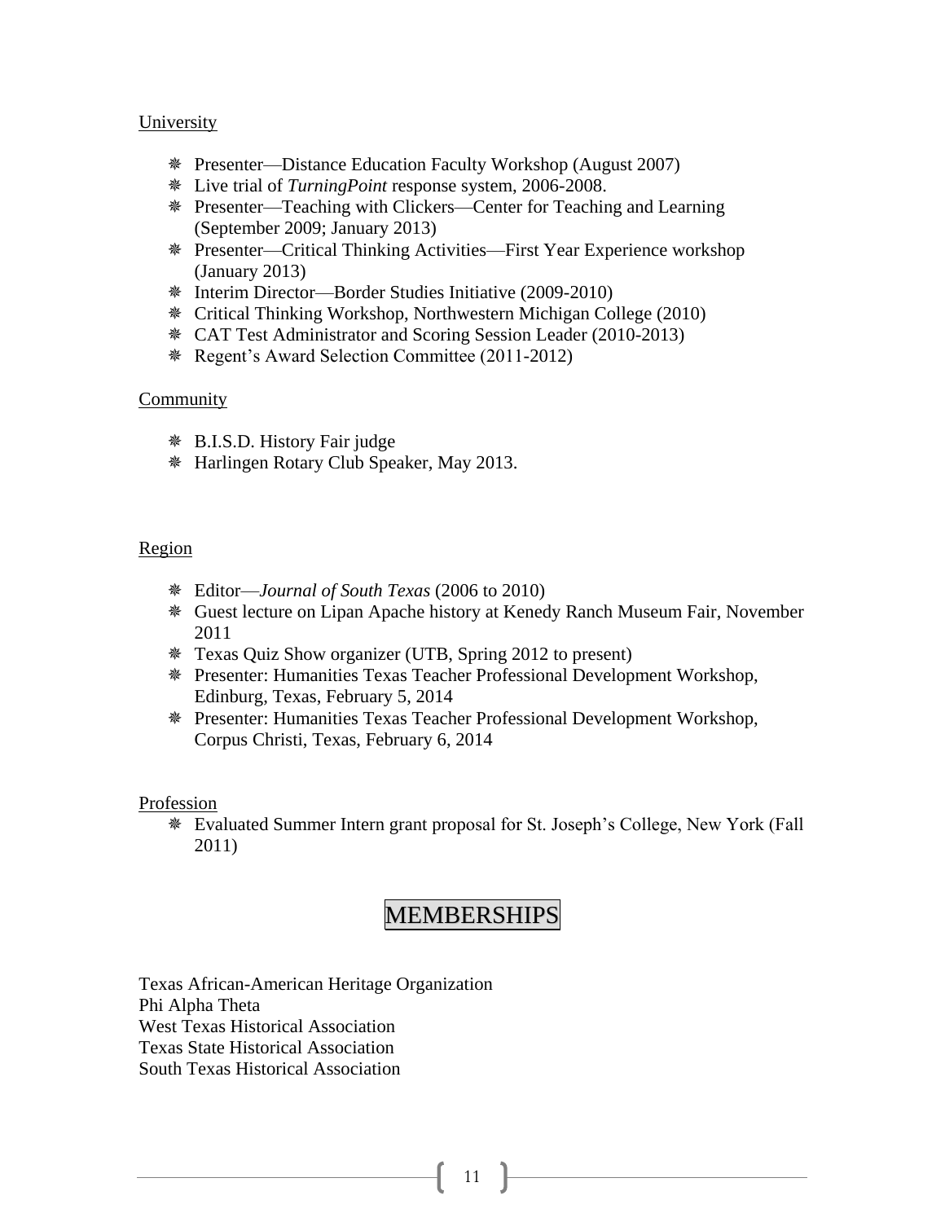University

- Presenter—Distance Education Faculty Workshop (August 2007)
- Live trial of *TurningPoint* response system, 2006-2008.
- Presenter—Teaching with Clickers—Center for Teaching and Learning (September 2009; January 2013)
- Presenter—Critical Thinking Activities—First Year Experience workshop (January 2013)
- Interim Director—Border Studies Initiative (2009-2010)
- Critical Thinking Workshop, Northwestern Michigan College (2010)
- CAT Test Administrator and Scoring Session Leader (2010-2013)
- Regent's Award Selection Committee (2011-2012)

Community

- B.I.S.D. History Fair judge
- Harlingen Rotary Club Speaker, May 2013.

Region

- Editor—*Journal of South Texas* (2006 to 2010)
- Guest lecture on Lipan Apache history at Kenedy Ranch Museum Fair, November 2011
- Texas Quiz Show organizer (UTB, Spring 2012 to present)
- Presenter: Humanities Texas Teacher Professional Development Workshop, Edinburg, Texas, February 5, 2014
- Presenter: Humanities Texas Teacher Professional Development Workshop, Corpus Christi, Texas, February 6, 2014

Profession

- Evaluated Summer Intern grant proposal for St. Joseph's College, New York (Fall 2011)

# MEMBERSHIPS

Texas African-American Heritage Organization
Phi Alpha Theta
West Texas Historical Association
Texas State Historical Association
South Texas Historical Association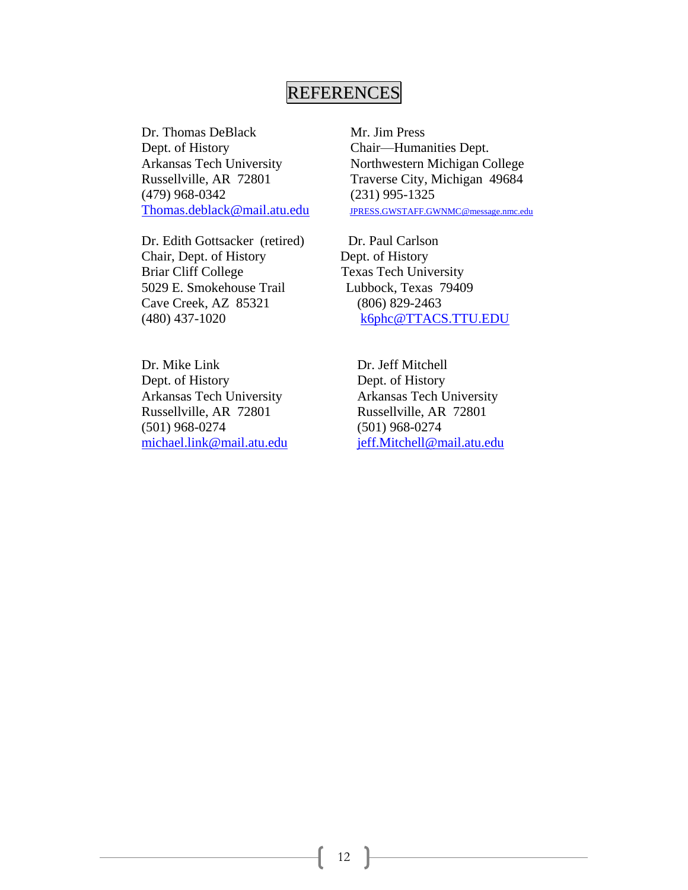# REFERENCES

Dr. Thomas DeBlack
Dept. of History
Arkansas Tech University
Russellville, AR 72801
(479) 968-0342
Thomas.deblack@mail.atu.edu

Mr. Jim Press
Chair—Humanities Dept.
Northwestern Michigan College
Traverse City, Michigan 49684
(231) 995-1325
JPRESS.GWSTAFF.GWNMC@message.nmc.edu

Dr. Edith Gottsacker (retired)
Chair, Dept. of History
Briar Cliff College
5029 E. Smokehouse Trail
Cave Creek, AZ 85321
(480) 437-1020

Dr. Paul Carlson
Dept. of History
Texas Tech University
Lubbock, Texas 79409
(806) 829-2463
k6phc@TTACS.TTU.EDU

Dr. Mike Link
Dept. of History
Arkansas Tech University
Russellville, AR 72801
(501) 968-0274
michael.link@mail.atu.edu

Dr. Jeff Mitchell
Dept. of History
Arkansas Tech University
Russellville, AR 72801
(501) 968-0274
jeff.Mitchell@mail.atu.edu